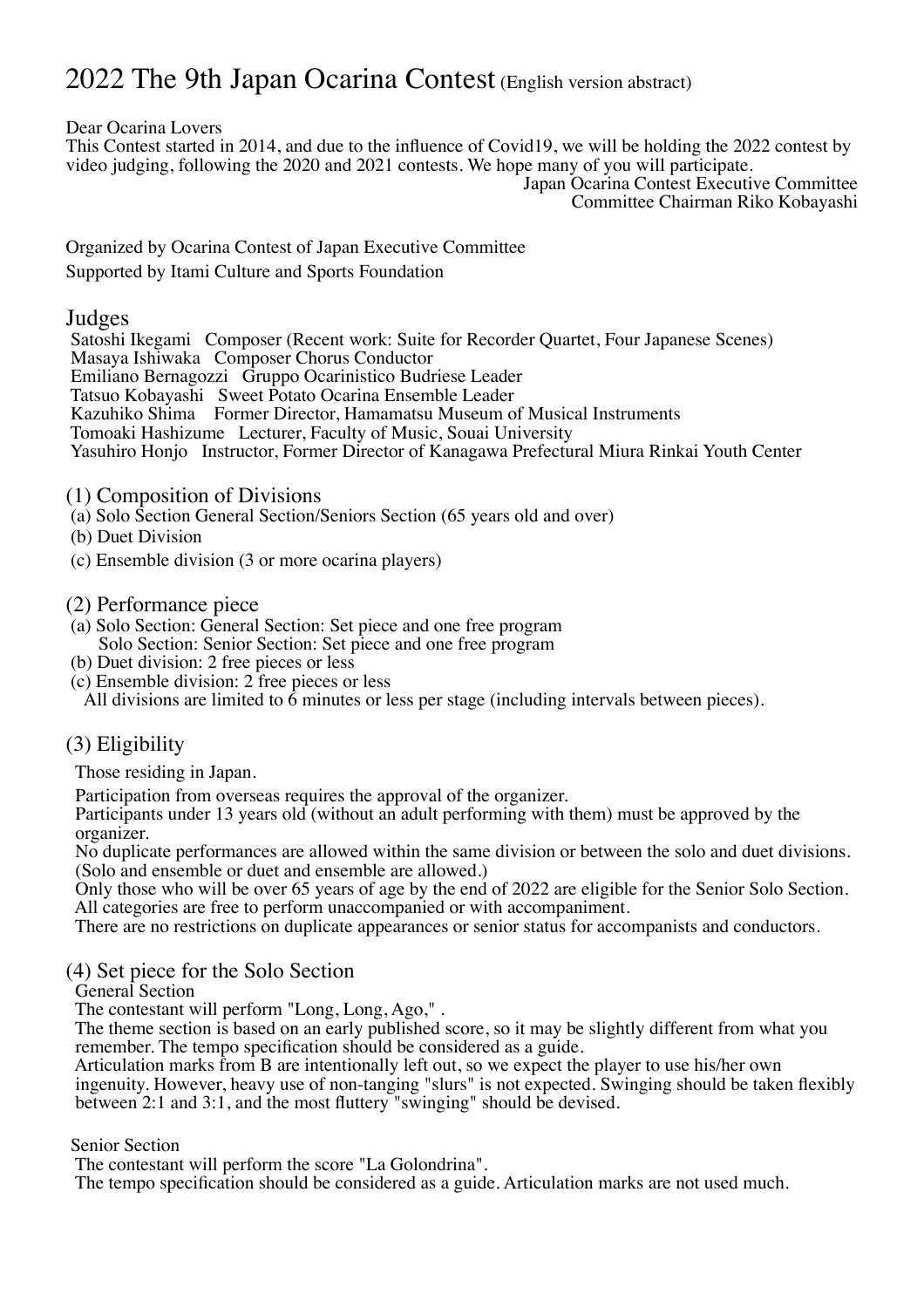# 2022 The 9th Japan Ocarina Contest (English version abstract)

Dear Ocarina Lovers
This Contest started in 2014, and due to the influence of Covid19, we will be holding the 2022 contest by video judging, following the 2020 and 2021 contests. We hope many of you will participate.

Japan Ocarina Contest Executive Committee
Committee Chairman Riko Kobayashi

Organized by Ocarina Contest of Japan Executive Committee
Supported by Itami Culture and Sports Foundation

## Judges

Satoshi Ikegami Composer (Recent work: Suite for Recorder Quartet, Four Japanese Scenes)
Masaya Ishiwaka Composer Chorus Conductor
Emiliano Bernagozzi Gruppo Ocarinistico Budriese Leader
Tatsuo Kobayashi Sweet Potato Ocarina Ensemble Leader
Kazuhiko Shima Former Director, Hamamatsu Museum of Musical Instruments
Tomoaki Hashizume Lecturer, Faculty of Music, Souai University
Yasuhiro Honjo Instructor, Former Director of Kanagawa Prefectural Miura Rinkai Youth Center

## (1) Composition of Divisions

(a) Solo Section General Section/Seniors Section (65 years old and over)
(b) Duet Division
(c) Ensemble division (3 or more ocarina players)

## (2) Performance piece

(a) Solo Section: General Section: Set piece and one free program
  Solo Section: Senior Section: Set piece and one free program
(b) Duet division: 2 free pieces or less
(c) Ensemble division: 2 free pieces or less
All divisions are limited to 6 minutes or less per stage (including intervals between pieces).

## (3) Eligibility

Those residing in Japan.
Participation from overseas requires the approval of the organizer.
Participants under 13 years old (without an adult performing with them) must be approved by the organizer.
No duplicate performances are allowed within the same division or between the solo and duet divisions. (Solo and ensemble or duet and ensemble are allowed.)
Only those who will be over 65 years of age by the end of 2022 are eligible for the Senior Solo Section.
All categories are free to perform unaccompanied or with accompaniment.
There are no restrictions on duplicate appearances or senior status for accompanists and conductors.

## (4) Set piece for the Solo Section

General Section
The contestant will perform "Long, Long, Ago," .
The theme section is based on an early published score, so it may be slightly different from what you remember. The tempo specification should be considered as a guide.
Articulation marks from B are intentionally left out, so we expect the player to use his/her own ingenuity. However, heavy use of non-tanging "slurs" is not expected. Swinging should be taken flexibly between 2:1 and 3:1, and the most fluttery "swinging" should be devised.

Senior Section
The contestant will perform the score "La Golondrina".
The tempo specification should be considered as a guide. Articulation marks are not used much.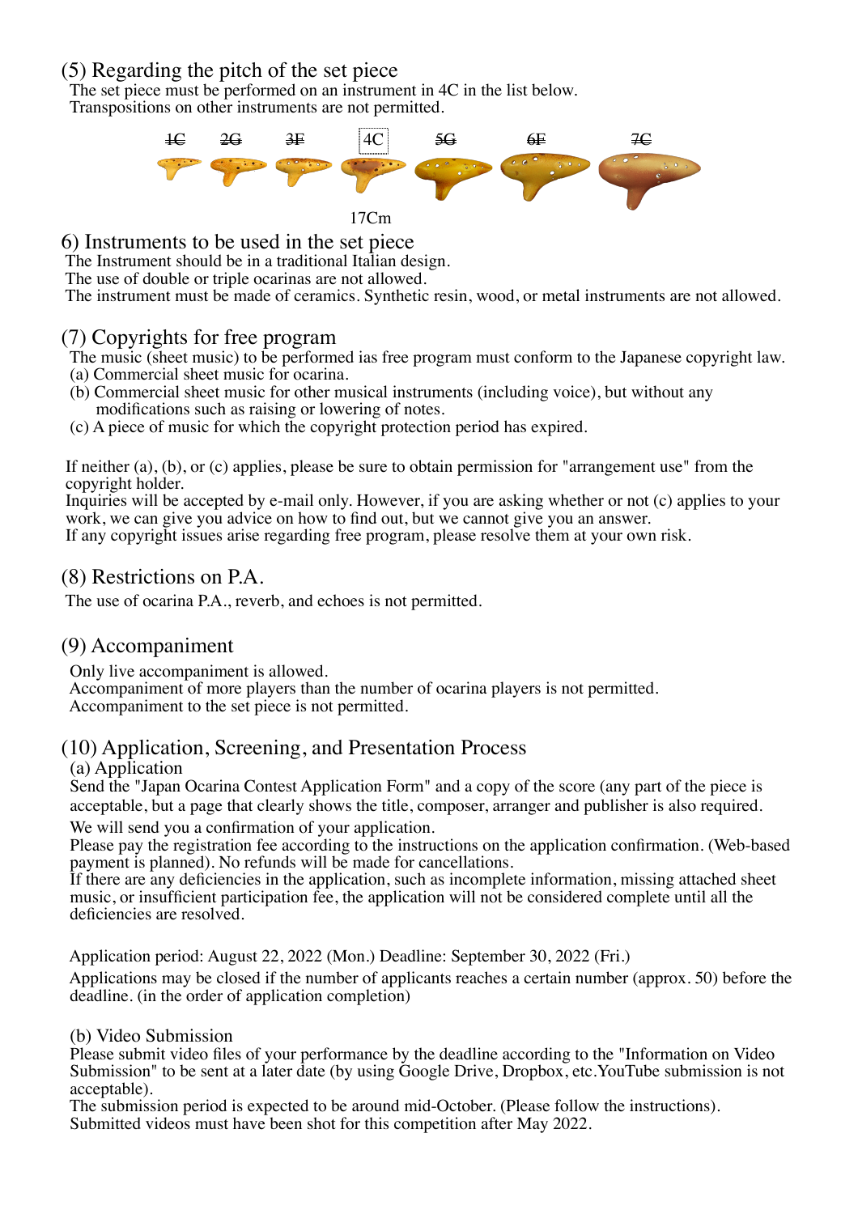## (5) Regarding the pitch of the set piece

The set piece must be performed on an instrument in 4C in the list below.
Transpositions on other instruments are not permitted.

~~1C~~ ~~2G~~ ~~3F~~ 4C ~~5G~~ ~~6F~~ ~~7C~~

17Cm

## 6) Instruments to be used in the set piece

The Instrument should be in a traditional Italian design.
The use of double or triple ocarinas are not allowed.
The instrument must be made of ceramics. Synthetic resin, wood, or metal instruments are not allowed.

## (7) Copyrights for free program

The music (sheet music) to be performed ias free program must conform to the Japanese copyright law.
(a) Commercial sheet music for ocarina.
(b) Commercial sheet music for other musical instruments (including voice), but without any modifications such as raising or lowering of notes.
(c) A piece of music for which the copyright protection period has expired.

If neither (a), (b), or (c) applies, please be sure to obtain permission for "arrangement use" from the copyright holder.
Inquiries will be accepted by e-mail only. However, if you are asking whether or not (c) applies to your work, we can give you advice on how to find out, but we cannot give you an answer.
If any copyright issues arise regarding free program, please resolve them at your own risk.

## (8) Restrictions on P.A.

The use of ocarina P.A., reverb, and echoes is not permitted.

## (9) Accompaniment

Only live accompaniment is allowed.
Accompaniment of more players than the number of ocarina players is not permitted.
Accompaniment to the set piece is not permitted.

## (10) Application, Screening, and Presentation Process

### (a) Application

Send the "Japan Ocarina Contest Application Form" and a copy of the score (any part of the piece is acceptable, but a page that clearly shows the title, composer, arranger and publisher is also required.
We will send you a confirmation of your application.
Please pay the registration fee according to the instructions on the application confirmation. (Web-based payment is planned). No refunds will be made for cancellations.
If there are any deficiencies in the application, such as incomplete information, missing attached sheet music, or insufficient participation fee, the application will not be considered complete until all the deficiencies are resolved.

Application period: August 22, 2022 (Mon.) Deadline: September 30, 2022 (Fri.)
Applications may be closed if the number of applicants reaches a certain number (approx. 50) before the deadline. (in the order of application completion)

### (b) Video Submission

Please submit video files of your performance by the deadline according to the "Information on Video Submission" to be sent at a later date (by using Google Drive, Dropbox, etc.YouTube submission is not acceptable).
The submission period is expected to be around mid-October. (Please follow the instructions).
Submitted videos must have been shot for this competition after May 2022.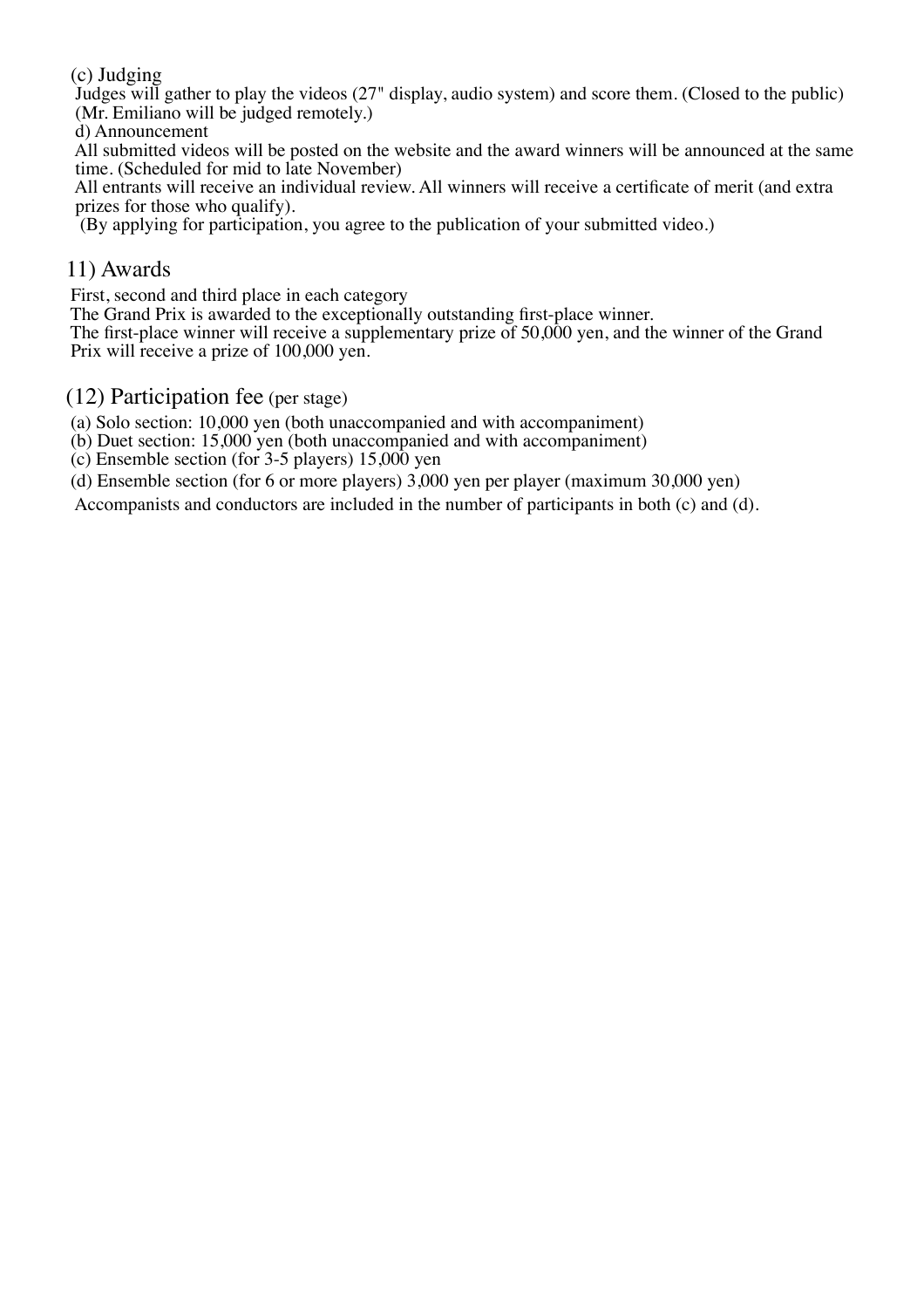(c) Judging

Judges will gather to play the videos (27" display, audio system) and score them. (Closed to the public) (Mr. Emiliano will be judged remotely.)

d) Announcement

All submitted videos will be posted on the website and the award winners will be announced at the same time. (Scheduled for mid to late November)

All entrants will receive an individual review. All winners will receive a certificate of merit (and extra prizes for those who qualify).

(By applying for participation, you agree to the publication of your submitted video.)

## 11) Awards

First, second and third place in each category

The Grand Prix is awarded to the exceptionally outstanding first-place winner.

The first-place winner will receive a supplementary prize of 50,000 yen, and the winner of the Grand Prix will receive a prize of 100,000 yen.

## (12) Participation fee (per stage)

(a) Solo section: 10,000 yen (both unaccompanied and with accompaniment)

(b) Duet section: 15,000 yen (both unaccompanied and with accompaniment)

(c) Ensemble section (for 3-5 players) 15,000 yen

(d) Ensemble section (for 6 or more players) 3,000 yen per player (maximum 30,000 yen)

Accompanists and conductors are included in the number of participants in both (c) and (d).